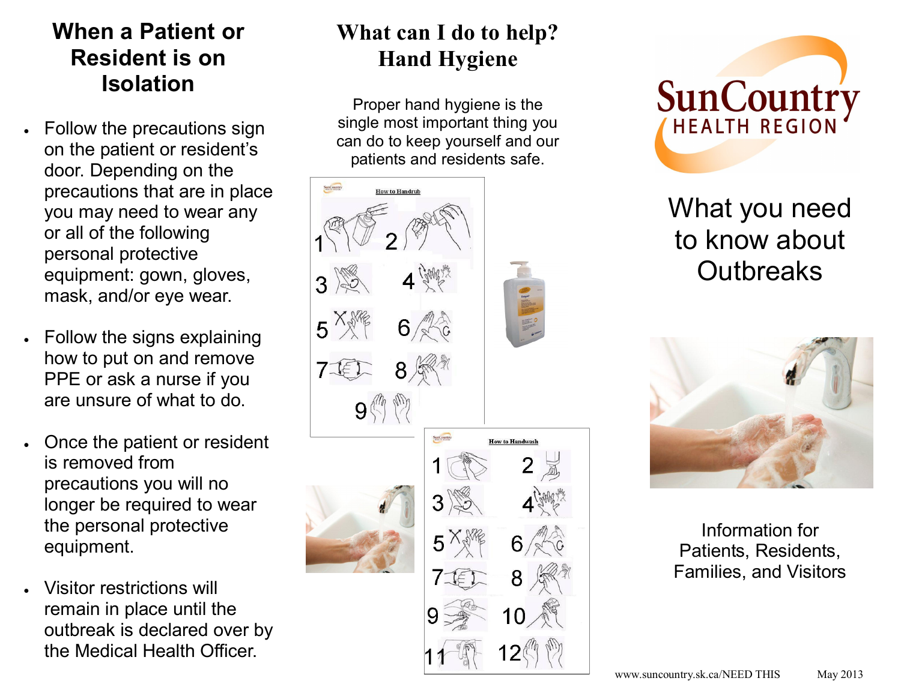## When a Patient or Resident is on Isolation

- Follow the precautions sign on the patient or resident's door. Depending on the precautions that are in place you may need to wear any or all of the following personal protective equipment: gown, gloves, mask, and/or eye wear.
- Follow the signs explaining how to put on and remove PPE or ask a nurse if you are unsure of what to do.
- Once the patient or resident is removed from precautions you will no longer be required to wear the personal protective equipment.
- Visitor restrictions will remain in place until the outbreak is declared over by the Medical Health Officer.

## What can I do to help? Hand Hygiene

Proper hand hygiene is the single most important thing you can do to keep yourself and our patients and residents safe.

How to Handrub

1 2 3 4 5 6 7 8 9

How to Handwash

1 2 3 4 5 6 7 8 9 10 11 12

SunCountry HEALTH REGION

# What you need to know about Outbreaks

Information for Patients, Residents, Families, and Visitors

www.suncountry.sk.ca/NEED THIS May 2013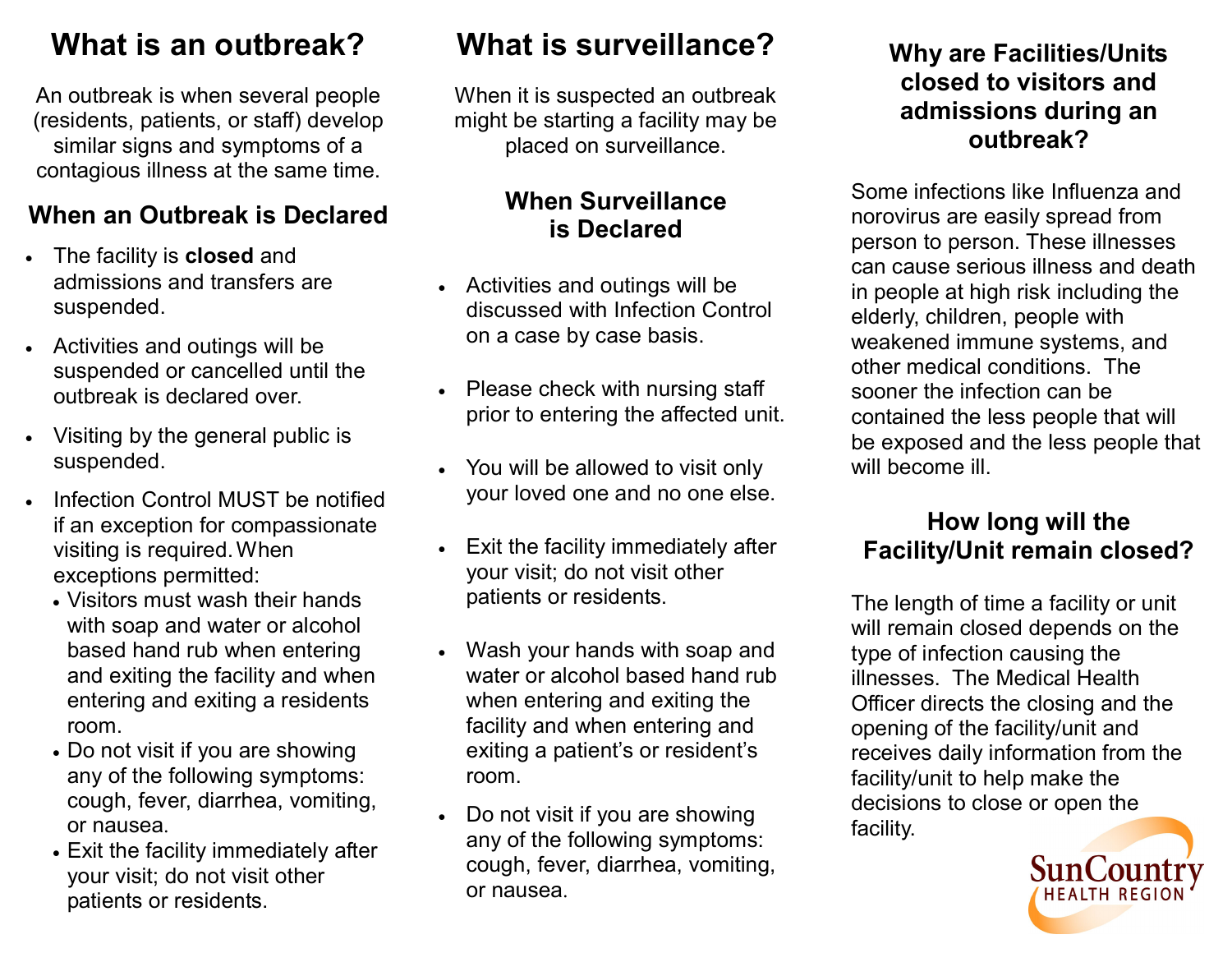# What is an outbreak?

An outbreak is when several people (residents, patients, or staff) develop similar signs and symptoms of a contagious illness at the same time.

## When an Outbreak is Declared

- The facility is **closed** and admissions and transfers are suspended.
- Activities and outings will be suspended or cancelled until the outbreak is declared over.
- Visiting by the general public is suspended.
- Infection Control MUST be notified if an exception for compassionate visiting is required. When exceptions permitted:
  - Visitors must wash their hands with soap and water or alcohol based hand rub when entering and exiting the facility and when entering and exiting a residents room.
  - Do not visit if you are showing any of the following symptoms: cough, fever, diarrhea, vomiting, or nausea.
  - Exit the facility immediately after your visit; do not visit other patients or residents.

# What is surveillance?

When it is suspected an outbreak might be starting a facility may be placed on surveillance.

## When Surveillance is Declared

- Activities and outings will be discussed with Infection Control on a case by case basis.
- Please check with nursing staff prior to entering the affected unit.
- You will be allowed to visit only your loved one and no one else.
- Exit the facility immediately after your visit; do not visit other patients or residents.
- Wash your hands with soap and water or alcohol based hand rub when entering and exiting the facility and when entering and exiting a patient's or resident's room.
- Do not visit if you are showing any of the following symptoms: cough, fever, diarrhea, vomiting, or nausea.

## Why are Facilities/Units closed to visitors and admissions during an outbreak?

Some infections like Influenza and norovirus are easily spread from person to person. These illnesses can cause serious illness and death in people at high risk including the elderly, children, people with weakened immune systems, and other medical conditions. The sooner the infection can be contained the less people that will be exposed and the less people that will become ill.

## How long will the Facility/Unit remain closed?

The length of time a facility or unit will remain closed depends on the type of infection causing the illnesses. The Medical Health Officer directs the closing and the opening of the facility/unit and receives daily information from the facility/unit to help make the decisions to close or open the facility.

SunCountry HEALTH REGION